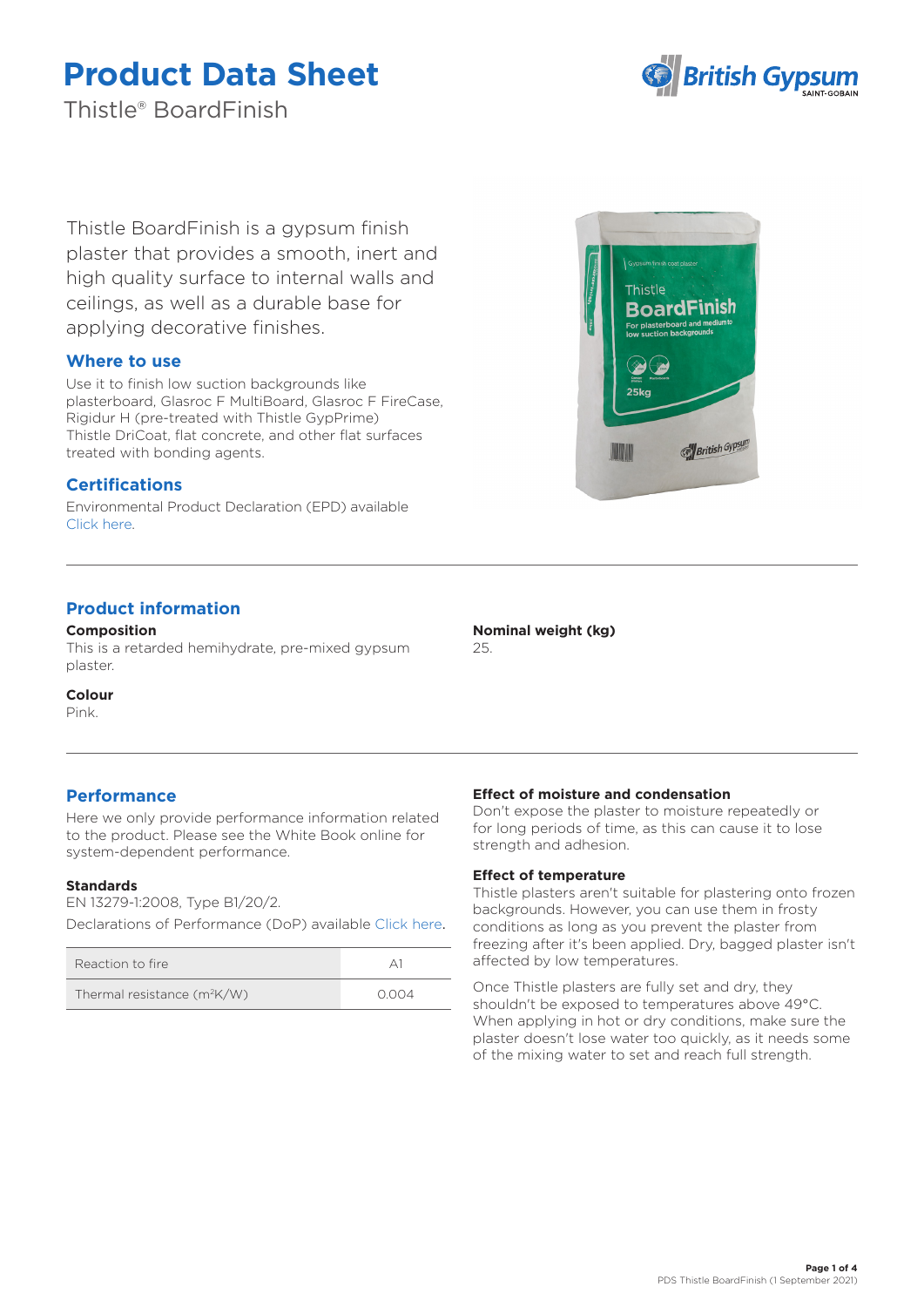# Product Data Sheet

Thistle® BoardFinish

Thistle BoardFinish is a gypsum finish plaster that provides a smooth, inert and high quality surface to internal walls and ceilings, as well as a durable base for applying decorative finishes.

## Where to use

Use it to finish low suction backgrounds like plasterboard, Glasroc F MultiBoard, Glasroc F FireCase, Rigidur H (pre-treated with Thistle GypPrime) Thistle DriCoat, flat concrete, and other flat surfaces treated with bonding agents.

## Certifications

Environmental Product Declaration (EPD) available Click here.

## Product information

**Composition**

This is a retarded hemihydrate, pre-mixed gypsum plaster.

**Colour**

Pink.

**Nominal weight (kg)**

25.

## Performance

Here we only provide performance information related to the product. Please see the White Book online for system-dependent performance.

**Standards**

EN 13279-1:2008, Type B1/20/2.

Declarations of Performance (DoP) available Click here.

| Reaction to fire | A1 |
|---|---|
| Thermal resistance ($m^2K/W$) | 0.004 |

**Effect of moisture and condensation**

Don't expose the plaster to moisture repeatedly or for long periods of time, as this can cause it to lose strength and adhesion.

**Effect of temperature**

Thistle plasters aren't suitable for plastering onto frozen backgrounds. However, you can use them in frosty conditions as long as you prevent the plaster from freezing after it's been applied. Dry, bagged plaster isn't affected by low temperatures.

Once Thistle plasters are fully set and dry, they shouldn't be exposed to temperatures above 49°C. When applying in hot or dry conditions, make sure the plaster doesn't lose water too quickly, as it needs some of the mixing water to set and reach full strength.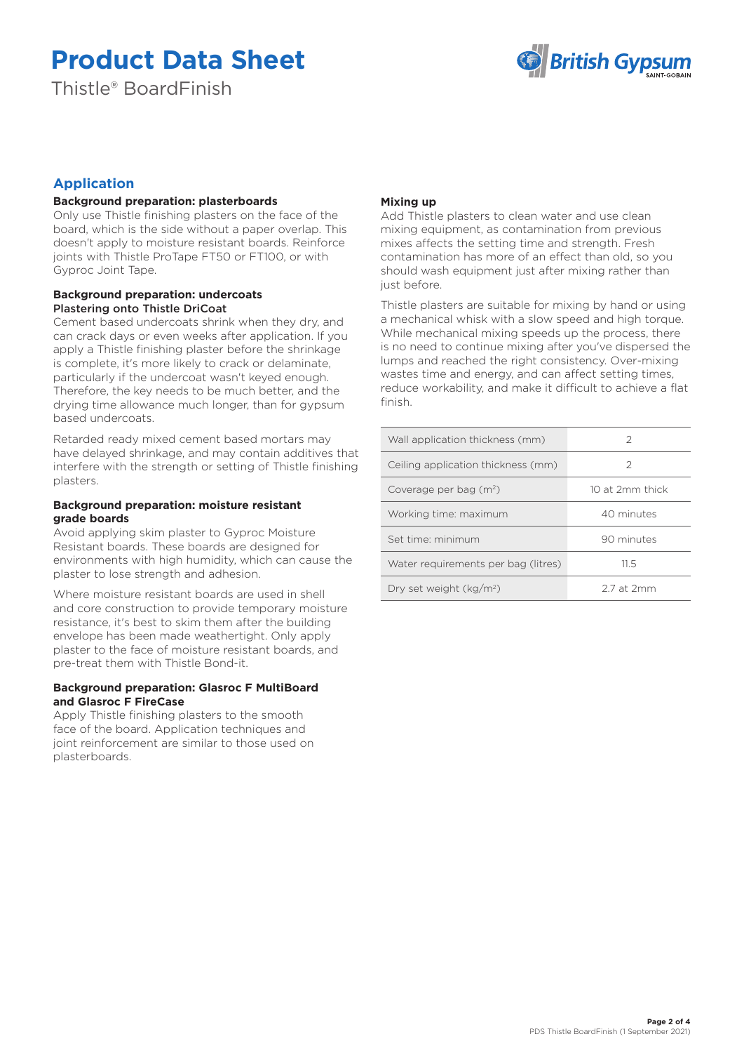# Product Data Sheet

Thistle® BoardFinish

## Application

### Background preparation: plasterboards

Only use Thistle finishing plasters on the face of the board, which is the side without a paper overlap. This doesn't apply to moisture resistant boards. Reinforce joints with Thistle ProTape FT50 or FT100, or with Gyproc Joint Tape.

### Background preparation: undercoats

**Plastering onto Thistle DriCoat**

Cement based undercoats shrink when they dry, and can crack days or even weeks after application. If you apply a Thistle finishing plaster before the shrinkage is complete, it's more likely to crack or delaminate, particularly if the undercoat wasn't keyed enough. Therefore, the key needs to be much better, and the drying time allowance much longer, than for gypsum based undercoats.

Retarded ready mixed cement based mortars may have delayed shrinkage, and may contain additives that interfere with the strength or setting of Thistle finishing plasters.

### Background preparation: moisture resistant grade boards

Avoid applying skim plaster to Gyproc Moisture Resistant boards. These boards are designed for environments with high humidity, which can cause the plaster to lose strength and adhesion.

Where moisture resistant boards are used in shell and core construction to provide temporary moisture resistance, it's best to skim them after the building envelope has been made weathertight. Only apply plaster to the face of moisture resistant boards, and pre-treat them with Thistle Bond-it.

### Background preparation: Glasroc F MultiBoard and Glasroc F FireCase

Apply Thistle finishing plasters to the smooth face of the board. Application techniques and joint reinforcement are similar to those used on plasterboards.

### Mixing up

Add Thistle plasters to clean water and use clean mixing equipment, as contamination from previous mixes affects the setting time and strength. Fresh contamination has more of an effect than old, so you should wash equipment just after mixing rather than just before.

Thistle plasters are suitable for mixing by hand or using a mechanical whisk with a slow speed and high torque. While mechanical mixing speeds up the process, there is no need to continue mixing after you've dispersed the lumps and reached the right consistency. Over-mixing wastes time and energy, and can affect setting times, reduce workability, and make it difficult to achieve a flat finish.

| | |
|---|---|
| Wall application thickness (mm) | 2 |
| Ceiling application thickness (mm) | 2 |
| Coverage per bag ($m^2$) | 10 at 2mm thick |
| Working time: maximum | 40 minutes |
| Set time: minimum | 90 minutes |
| Water requirements per bag (litres) | 11.5 |
| Dry set weight ($kg/m^2$) | 2.7 at 2mm |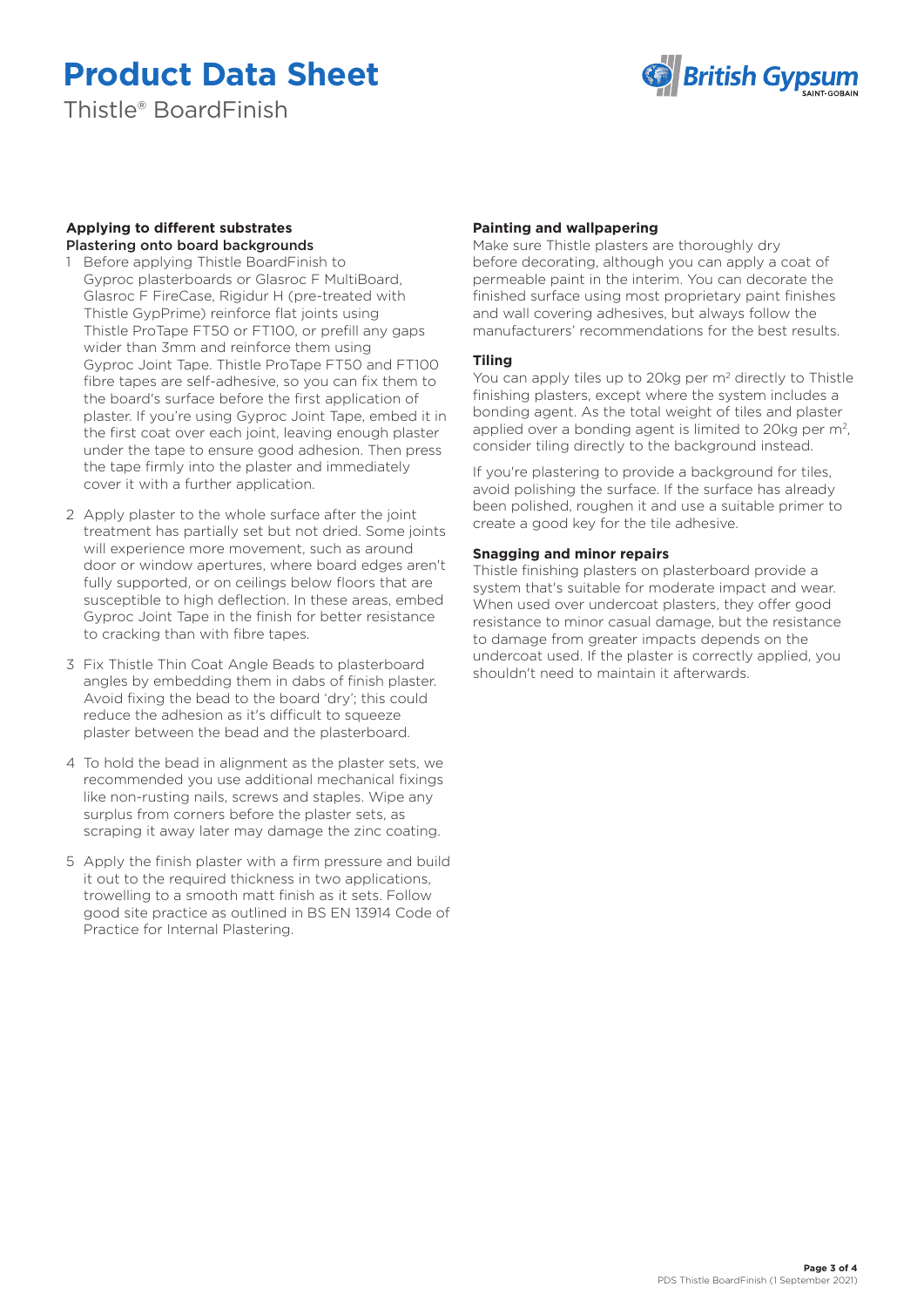### Applying to different substrates

**Plastering onto board backgrounds**

1. Before applying Thistle BoardFinish to Gyproc plasterboards or Glasroc F MultiBoard, Glasroc F FireCase, Rigidur H (pre-treated with Thistle GypPrime) reinforce flat joints using Thistle ProTape FT50 or FT100, or prefill any gaps wider than 3mm and reinforce them using Gyproc Joint Tape. Thistle ProTape FT50 and FT100 fibre tapes are self-adhesive, so you can fix them to the board's surface before the first application of plaster. If you're using Gyproc Joint Tape, embed it in the first coat over each joint, leaving enough plaster under the tape to ensure good adhesion. Then press the tape firmly into the plaster and immediately cover it with a further application.
2. Apply plaster to the whole surface after the joint treatment has partially set but not dried. Some joints will experience more movement, such as around door or window apertures, where board edges aren't fully supported, or on ceilings below floors that are susceptible to high deflection. In these areas, embed Gyproc Joint Tape in the finish for better resistance to cracking than with fibre tapes.
3. Fix Thistle Thin Coat Angle Beads to plasterboard angles by embedding them in dabs of finish plaster. Avoid fixing the bead to the board 'dry'; this could reduce the adhesion as it's difficult to squeeze plaster between the bead and the plasterboard.
4. To hold the bead in alignment as the plaster sets, we recommended you use additional mechanical fixings like non-rusting nails, screws and staples. Wipe any surplus from corners before the plaster sets, as scraping it away later may damage the zinc coating.
5. Apply the finish plaster with a firm pressure and build it out to the required thickness in two applications, trowelling to a smooth matt finish as it sets. Follow good site practice as outlined in BS EN 13914 Code of Practice for Internal Plastering.

### Painting and wallpapering

Make sure Thistle plasters are thoroughly dry before decorating, although you can apply a coat of permeable paint in the interim. You can decorate the finished surface using most proprietary paint finishes and wall covering adhesives, but always follow the manufacturers' recommendations for the best results.

### Tiling

You can apply tiles up to 20kg per $m^2$ directly to Thistle finishing plasters, except where the system includes a bonding agent. As the total weight of tiles and plaster applied over a bonding agent is limited to 20kg per $m^2$, consider tiling directly to the background instead.

If you're plastering to provide a background for tiles, avoid polishing the surface. If the surface has already been polished, roughen it and use a suitable primer to create a good key for the tile adhesive.

### Snagging and minor repairs

Thistle finishing plasters on plasterboard provide a system that's suitable for moderate impact and wear. When used over undercoat plasters, they offer good resistance to minor casual damage, but the resistance to damage from greater impacts depends on the undercoat used. If the plaster is correctly applied, you shouldn't need to maintain it afterwards.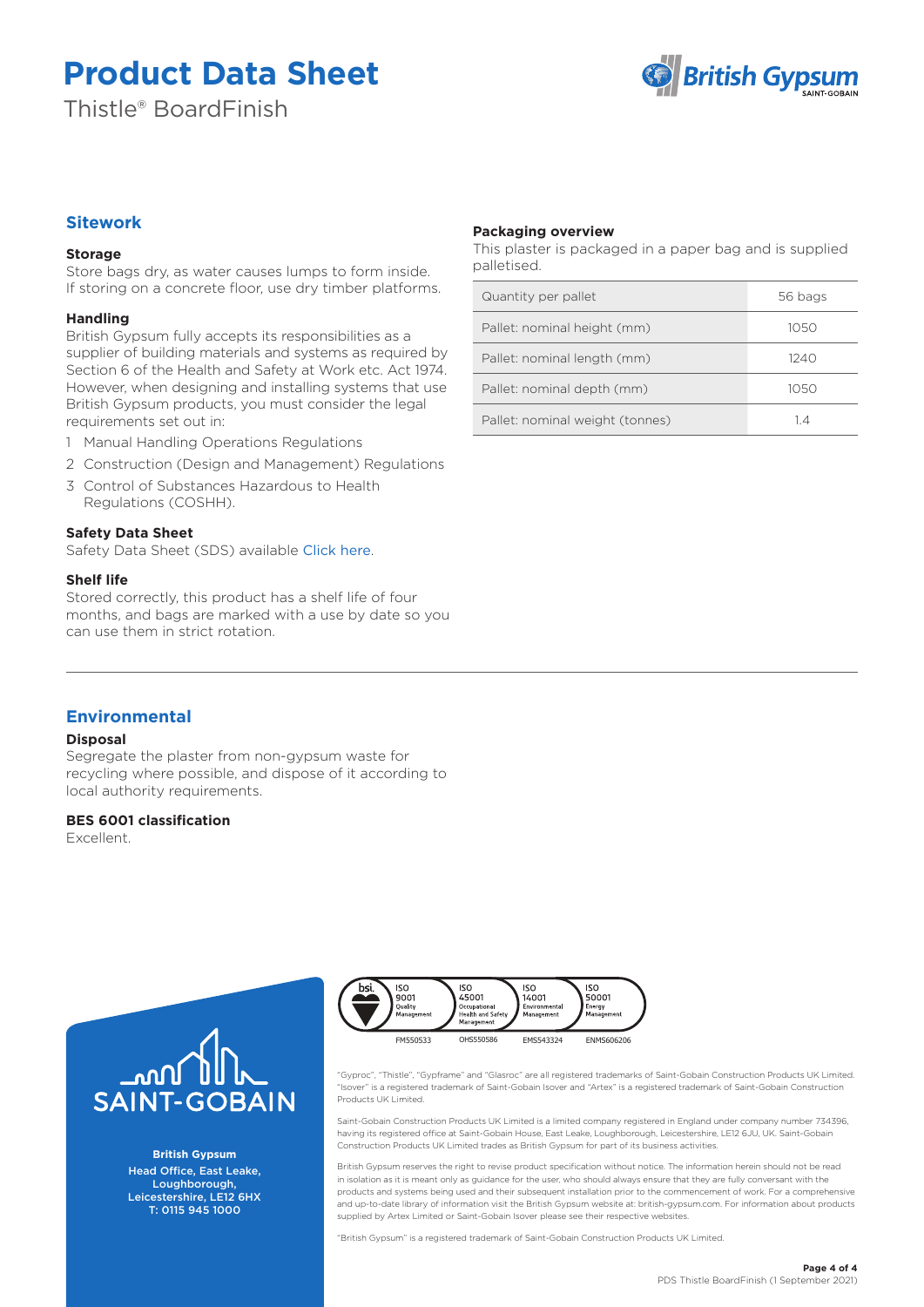# Product Data Sheet

Thistle® BoardFinish

## Sitework

### Storage

Store bags dry, as water causes lumps to form inside. If storing on a concrete floor, use dry timber platforms.

### Handling

British Gypsum fully accepts its responsibilities as a supplier of building materials and systems as required by Section 6 of the Health and Safety at Work etc. Act 1974. However, when designing and installing systems that use British Gypsum products, you must consider the legal requirements set out in:

1. Manual Handling Operations Regulations
2. Construction (Design and Management) Regulations
3. Control of Substances Hazardous to Health Regulations (COSHH).

### Safety Data Sheet

Safety Data Sheet (SDS) available Click here.

### Shelf life

Stored correctly, this product has a shelf life of four months, and bags are marked with a use by date so you can use them in strict rotation.

### Packaging overview

This plaster is packaged in a paper bag and is supplied palletised.

| | |
|---|---|
| Quantity per pallet | 56 bags |
| Pallet: nominal height (mm) | 1050 |
| Pallet: nominal length (mm) | 1240 |
| Pallet: nominal depth (mm) | 1050 |
| Pallet: nominal weight (tonnes) | 1.4 |

## Environmental

### Disposal

Segregate the plaster from non-gypsum waste for recycling where possible, and dispose of it according to local authority requirements.

### BES 6001 classification

Excellent.

SAINT-GOBAIN

**British Gypsum**
**Head Office, East Leake, Loughborough, Leicestershire, LE12 6HX**
**T: 0115 945 1000**

ISO 9001 Quality Management FM550533
ISO 45001 Occupational Health and Safety Management OHS550586
ISO 14001 Environmental Management EMS543324
ISO 50001 Energy Management ENMS606206

"Gyproc", "Thistle", "Gypframe" and "Glasroc" are all registered trademarks of Saint-Gobain Construction Products UK Limited. "Isover" is a registered trademark of Saint-Gobain Isover and "Artex" is a registered trademark of Saint-Gobain Construction Products UK Limited.

Saint-Gobain Construction Products UK Limited is a limited company registered in England under company number 734396, having its registered office at Saint-Gobain House, East Leake, Loughborough, Leicestershire, LE12 6JU, UK. Saint-Gobain Construction Products UK Limited trades as British Gypsum for part of its business activities.

British Gypsum reserves the right to revise product specification without notice. The information herein should not be read in isolation as it is meant only as guidance for the user, who should always ensure that they are fully conversant with the products and systems being used and their subsequent installation prior to the commencement of work. For a comprehensive and up-to-date library of information visit the British Gypsum website at: british-gypsum.com. For information about products supplied by Artex Limited or Saint-Gobain Isover please see their respective websites.

"British Gypsum" is a registered trademark of Saint-Gobain Construction Products UK Limited.

PDS Thistle BoardFinish (1 September 2021)